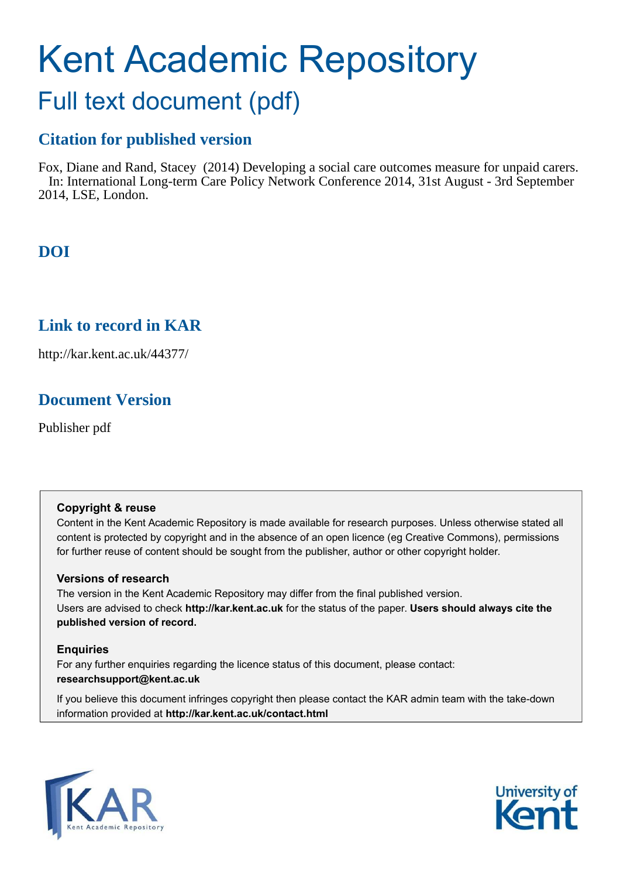# Kent Academic Repository

## Full text document (pdf)

### Citation for published version

Fox, Diane and Rand, Stacey (2014) Developing a social care outcomes measure for unpaid carers. In: International Long-term Care Policy Network Conference 2014, 31st August - 3rd September 2014, LSE, London.

### DOI

### Link to record in KAR

http://kar.kent.ac.uk/44377/

### Document Version

Publisher pdf

**Copyright & reuse**

Content in the Kent Academic Repository is made available for research purposes. Unless otherwise stated all content is protected by copyright and in the absence of an open licence (eg Creative Commons), permissions for further reuse of content should be sought from the publisher, author or other copyright holder.

**Versions of research**

The version in the Kent Academic Repository may differ from the final published version. Users are advised to check **http://kar.kent.ac.uk** for the status of the paper. **Users should always cite the published version of record.**

**Enquiries**

For any further enquiries regarding the licence status of this document, please contact: **researchsupport@kent.ac.uk**

If you believe this document infringes copyright then please contact the KAR admin team with the take-down information provided at **http://kar.kent.ac.uk/contact.html**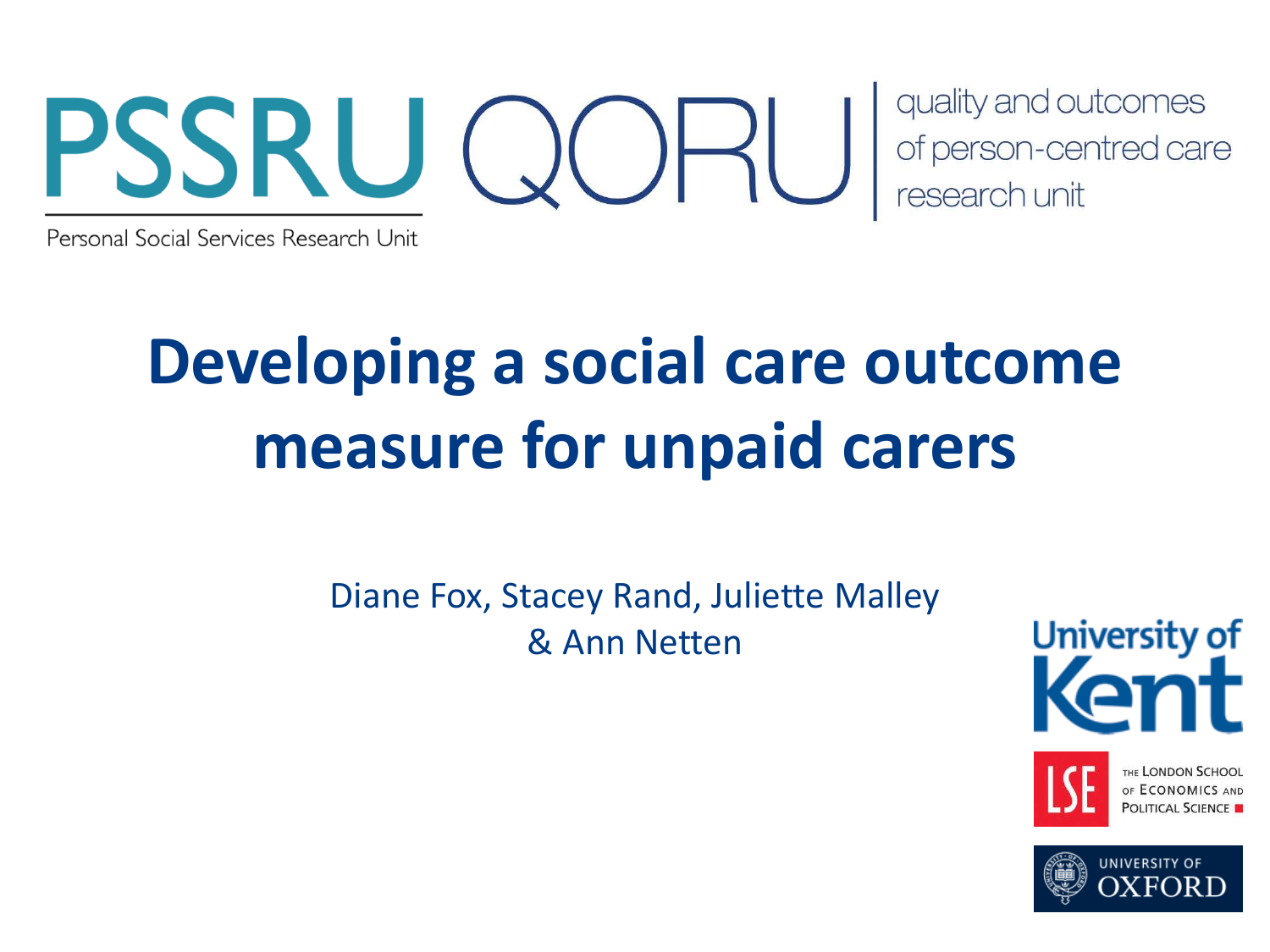PSSRU

Personal Social Services Research Unit

QORU

quality and outcomes of person-centred care research unit

# Developing a social care outcome measure for unpaid carers

Diane Fox, Stacey Rand, Juliette Malley & Ann Netten

University of Kent

THE LONDON SCHOOL OF ECONOMICS AND POLITICAL SCIENCE

UNIVERSITY OF OXFORD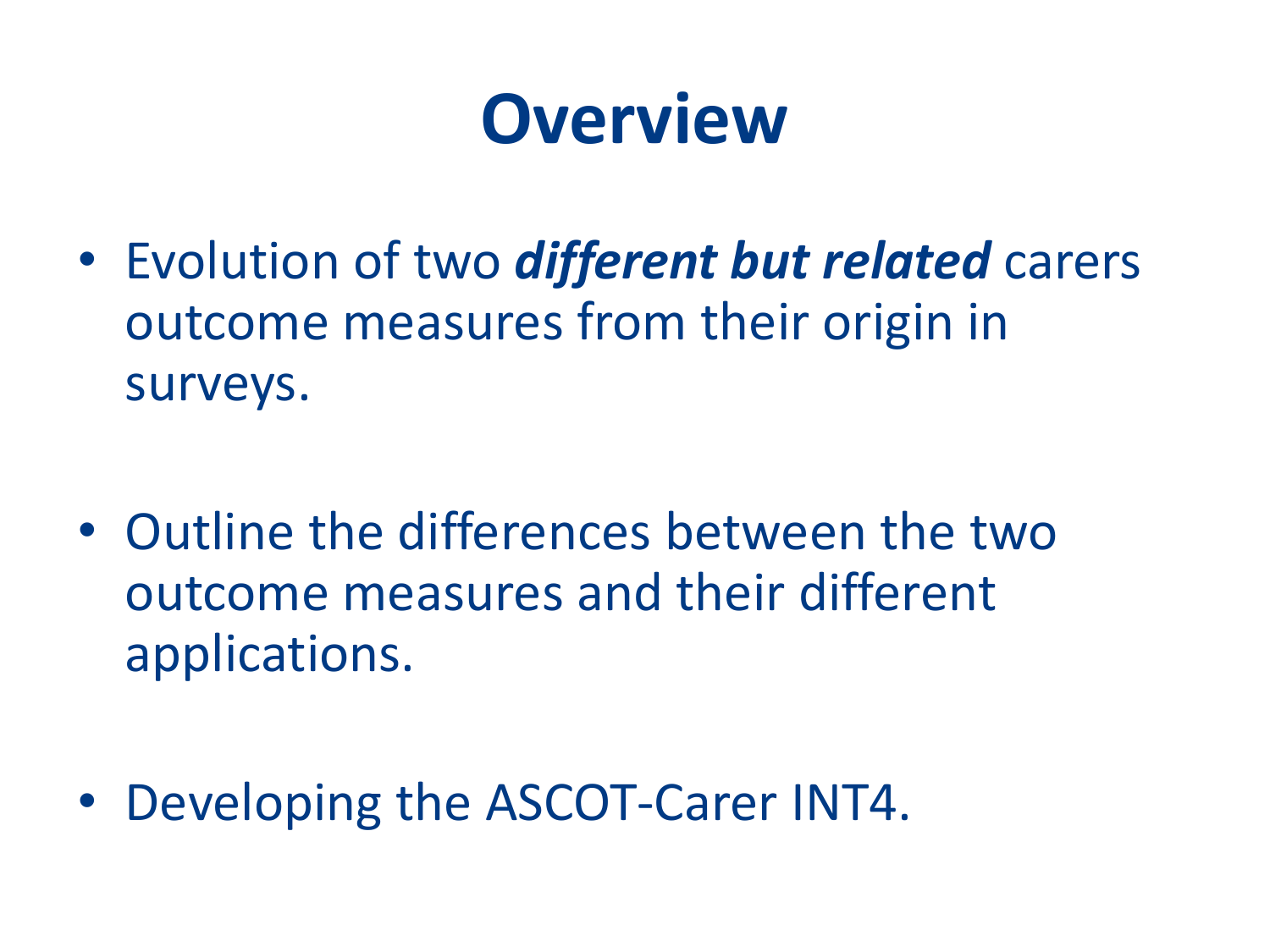# Overview

- Evolution of two ***different but related*** carers outcome measures from their origin in surveys.
- Outline the differences between the two outcome measures and their different applications.
- Developing the ASCOT-Carer INT4.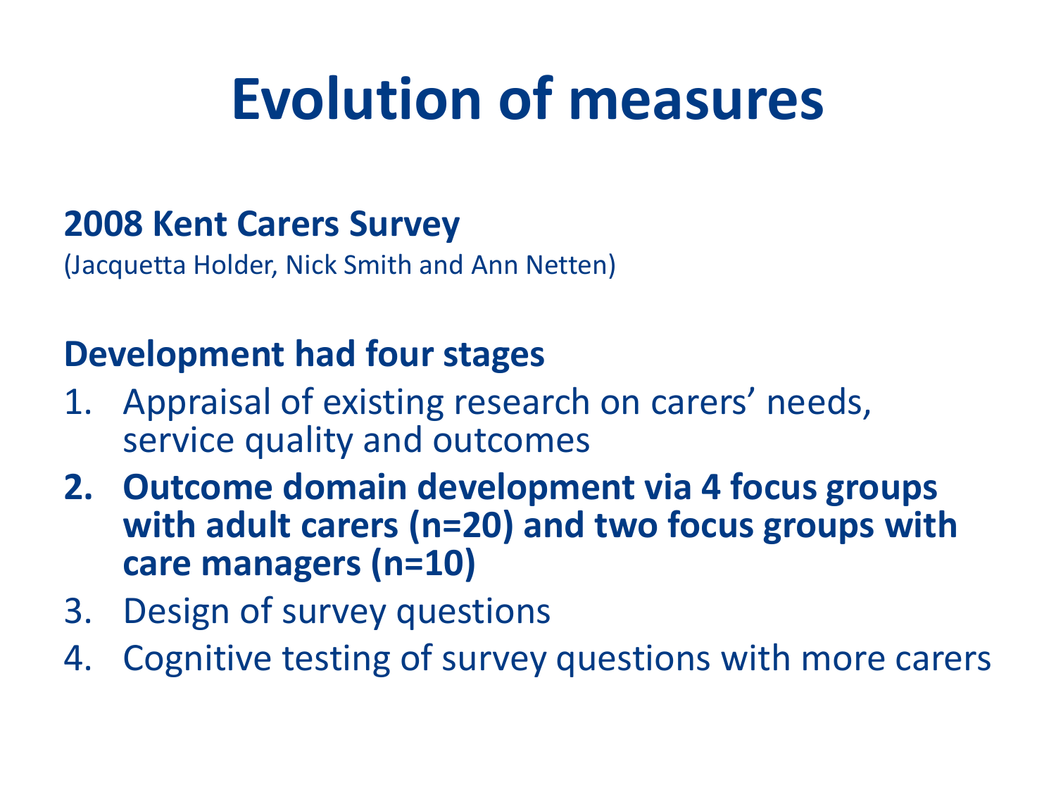# Evolution of measures

**2008 Kent Carers Survey**

(Jacquetta Holder, Nick Smith and Ann Netten)

**Development had four stages**

1. Appraisal of existing research on carers' needs, service quality and outcomes
2. **Outcome domain development via 4 focus groups with adult carers (n=20) and two focus groups with care managers (n=10)**
3. Design of survey questions
4. Cognitive testing of survey questions with more carers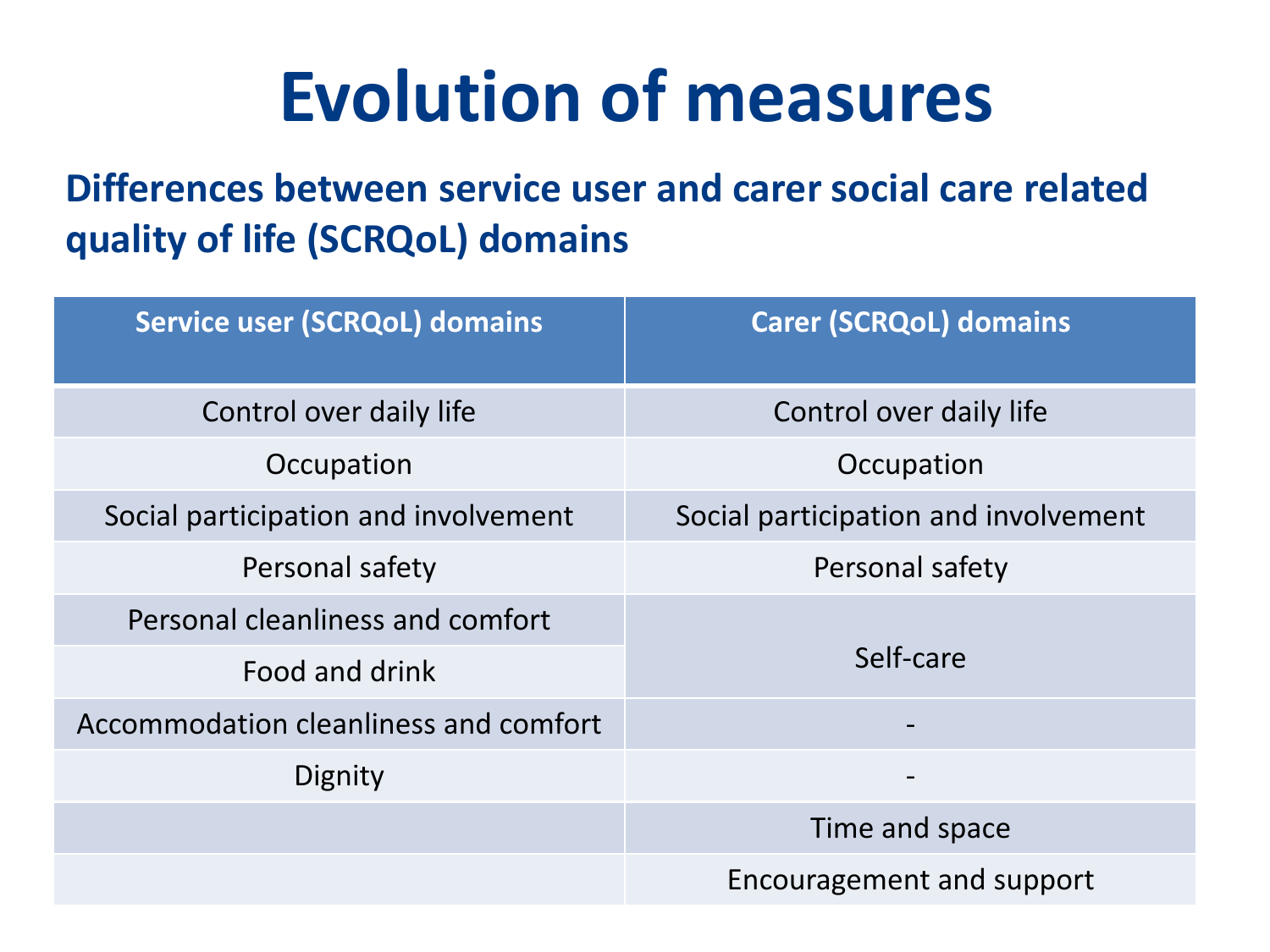# Evolution of measures

## Differences between service user and carer social care related quality of life (SCRQoL) domains

| Service user (SCRQoL) domains | Carer (SCRQoL) domains |
| --- | --- |
| Control over daily life | Control over daily life |
| Occupation | Occupation |
| Social participation and involvement | Social participation and involvement |
| Personal safety | Personal safety |
| Personal cleanliness and comfort | Self-care |
| Food and drink | |
| Accommodation cleanliness and comfort | - |
| Dignity | - |
| | Time and space |
| | Encouragement and support |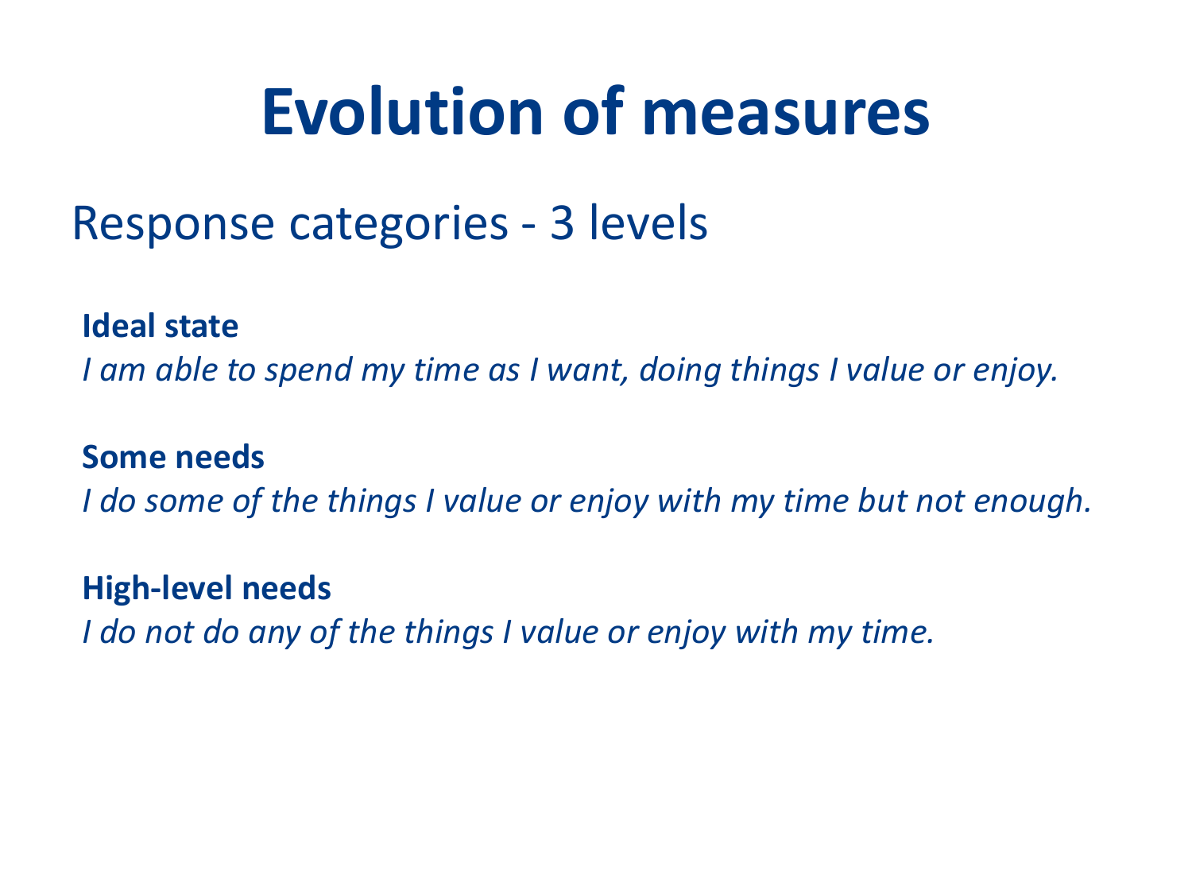# Evolution of measures

## Response categories - 3 levels

**Ideal state**
*I am able to spend my time as I want, doing things I value or enjoy.*

**Some needs**
*I do some of the things I value or enjoy with my time but not enough.*

**High-level needs**
*I do not do any of the things I value or enjoy with my time.*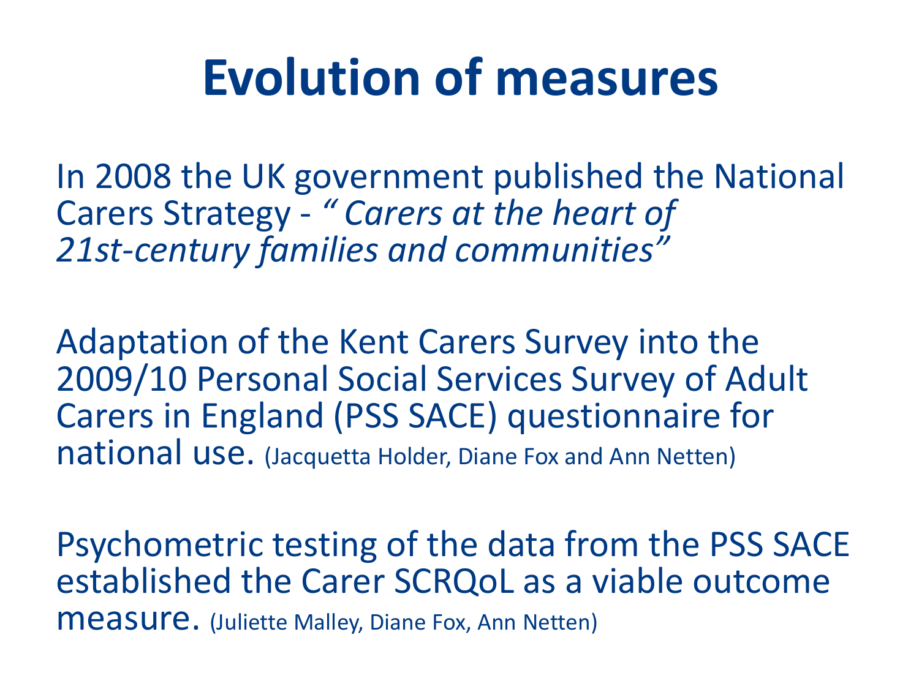# Evolution of measures

In 2008 the UK government published the National Carers Strategy - *" Carers at the heart of 21st-century families and communities"*

Adaptation of the Kent Carers Survey into the 2009/10 Personal Social Services Survey of Adult Carers in England (PSS SACE) questionnaire for national use. (Jacquetta Holder, Diane Fox and Ann Netten)

Psychometric testing of the data from the PSS SACE established the Carer SCRQoL as a viable outcome measure. (Juliette Malley, Diane Fox, Ann Netten)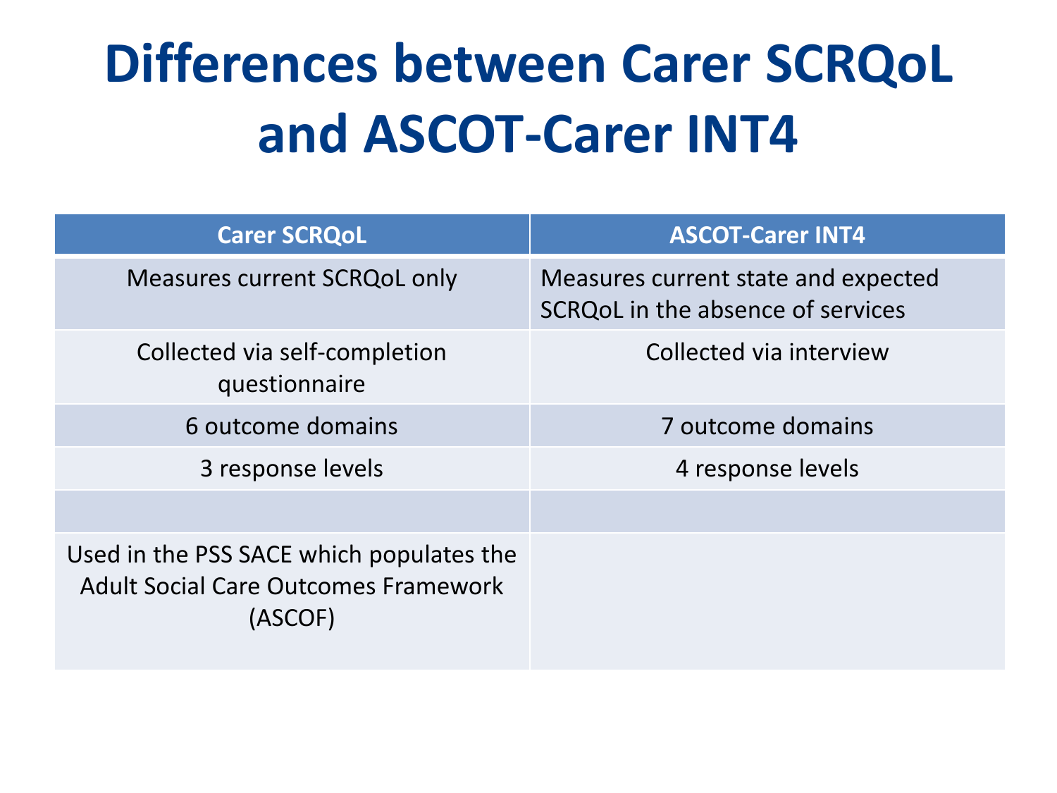# Differences between Carer SCRQoL and ASCOT-Carer INT4

| Carer SCRQoL | ASCOT-Carer INT4 |
| --- | --- |
| Measures current SCRQoL only | Measures current state and expected SCRQoL in the absence of services |
| Collected via self-completion questionnaire | Collected via interview |
| 6 outcome domains | 7 outcome domains |
| 3 response levels | 4 response levels |
| | |
| Used in the PSS SACE which populates the Adult Social Care Outcomes Framework (ASCOF) | |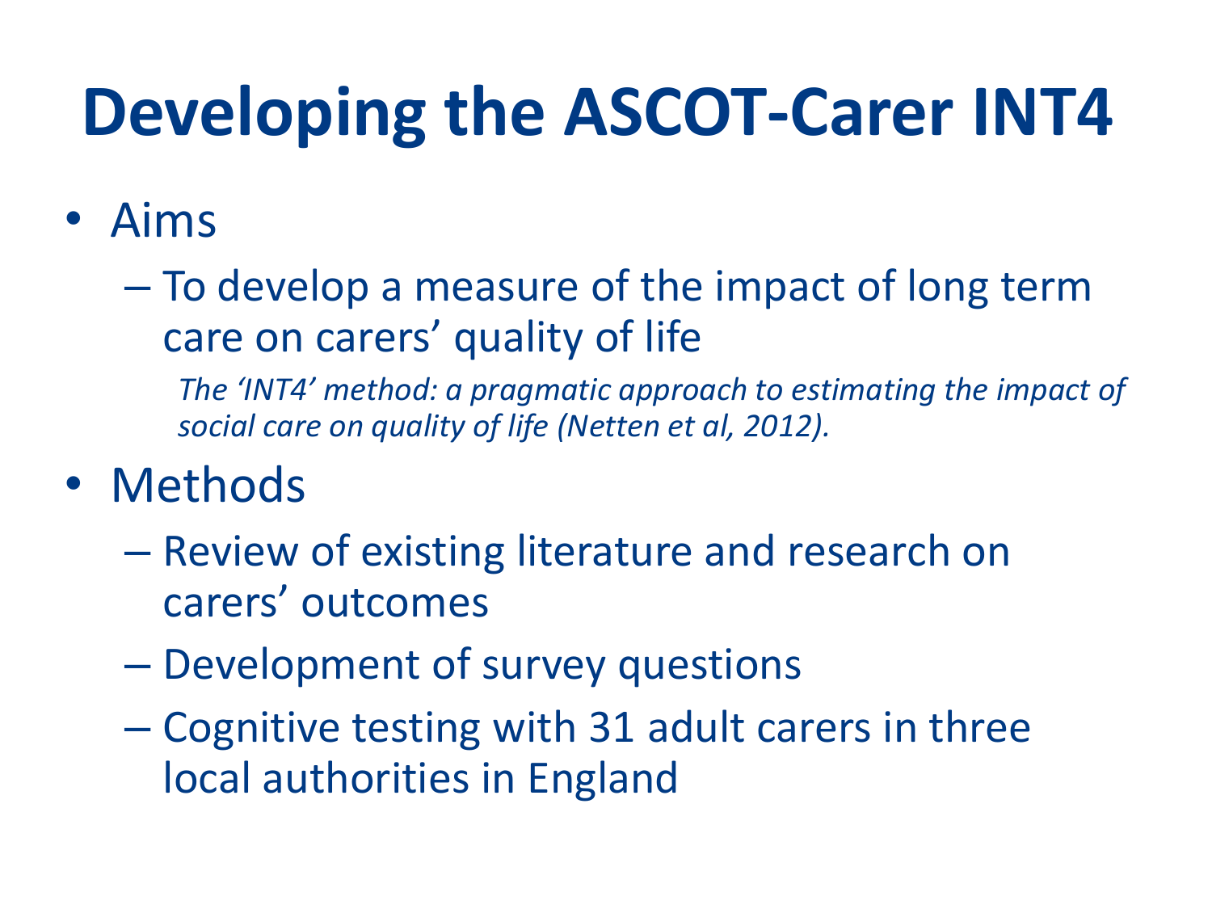# Developing the ASCOT-Carer INT4

- Aims
  - To develop a measure of the impact of long term care on carers' quality of life

    *The 'INT4' method: a pragmatic approach to estimating the impact of social care on quality of life (Netten et al, 2012).*
- Methods
  - Review of existing literature and research on carers' outcomes
  - Development of survey questions
  - Cognitive testing with 31 adult carers in three local authorities in England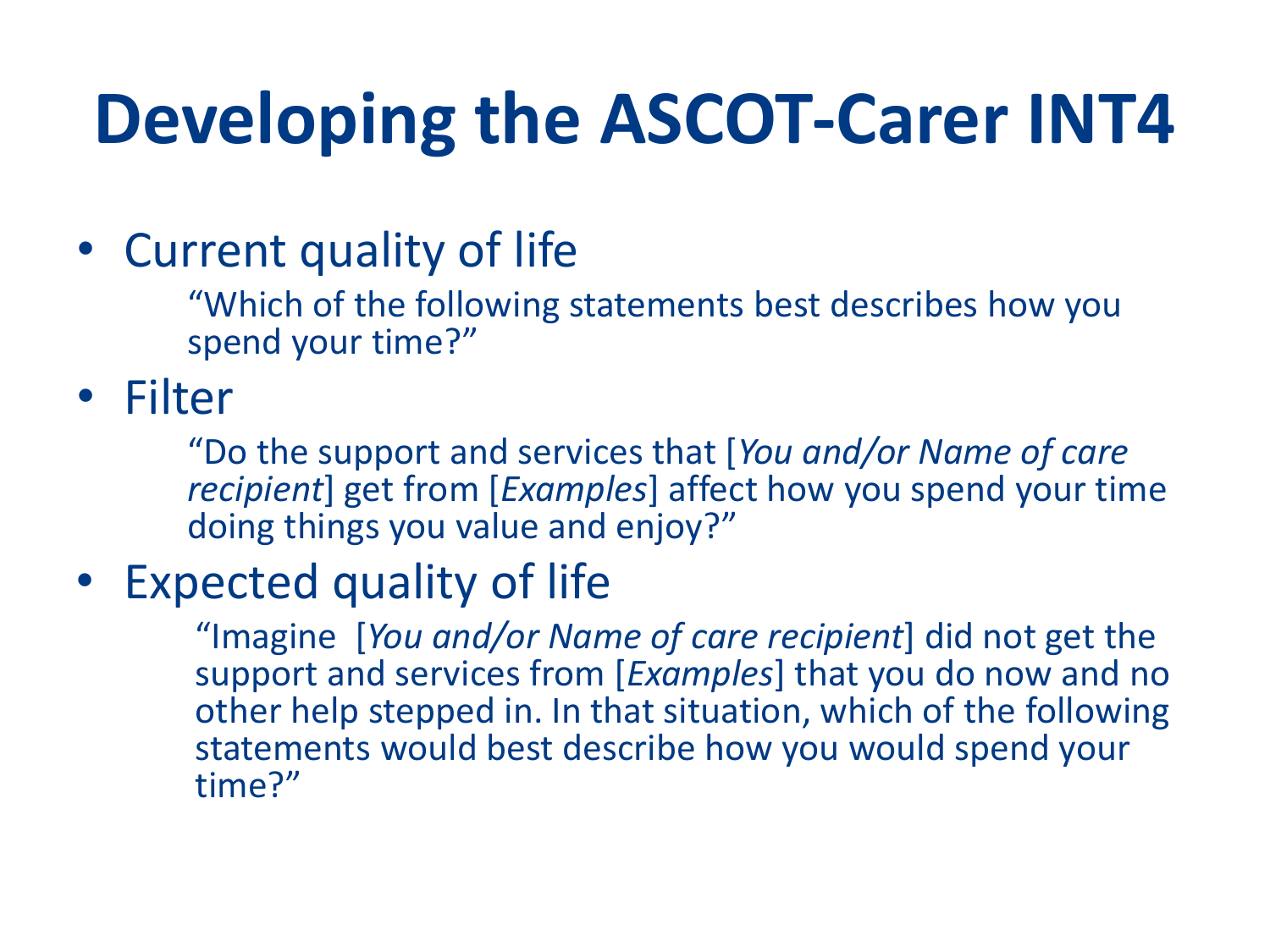# Developing the ASCOT-Carer INT4

- Current quality of life

  "Which of the following statements best describes how you spend your time?"

- Filter

  "Do the support and services that [*You and/or Name of care recipient*] get from [*Examples*] affect how you spend your time doing things you value and enjoy?"

- Expected quality of life

  "Imagine [*You and/or Name of care recipient*] did not get the support and services from [*Examples*] that you do now and no other help stepped in. In that situation, which of the following statements would best describe how you would spend your time?"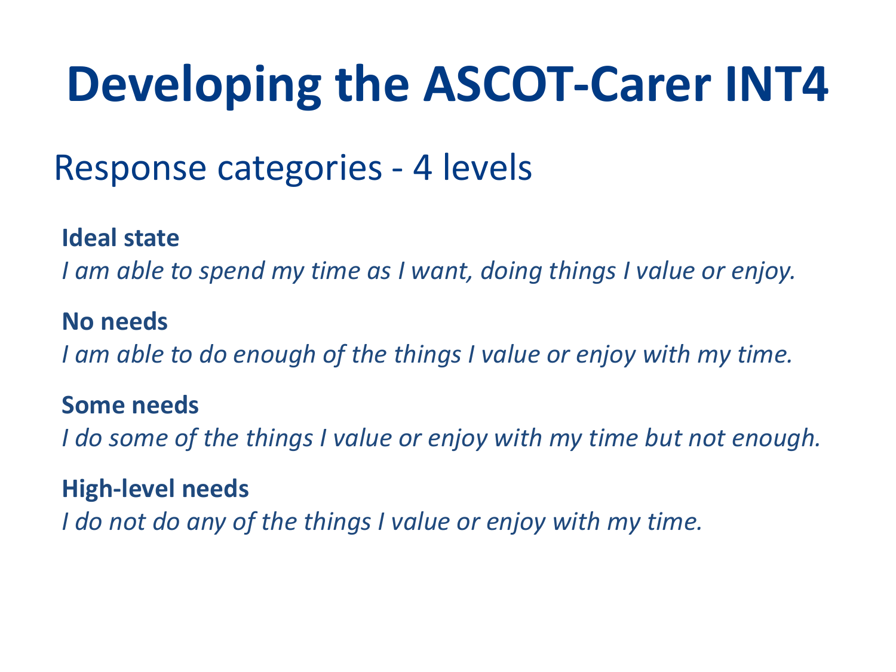# Developing the ASCOT-Carer INT4

## Response categories - 4 levels

**Ideal state**

*I am able to spend my time as I want, doing things I value or enjoy.*

**No needs**

*I am able to do enough of the things I value or enjoy with my time.*

**Some needs**

*I do some of the things I value or enjoy with my time but not enough.*

**High-level needs**

*I do not do any of the things I value or enjoy with my time.*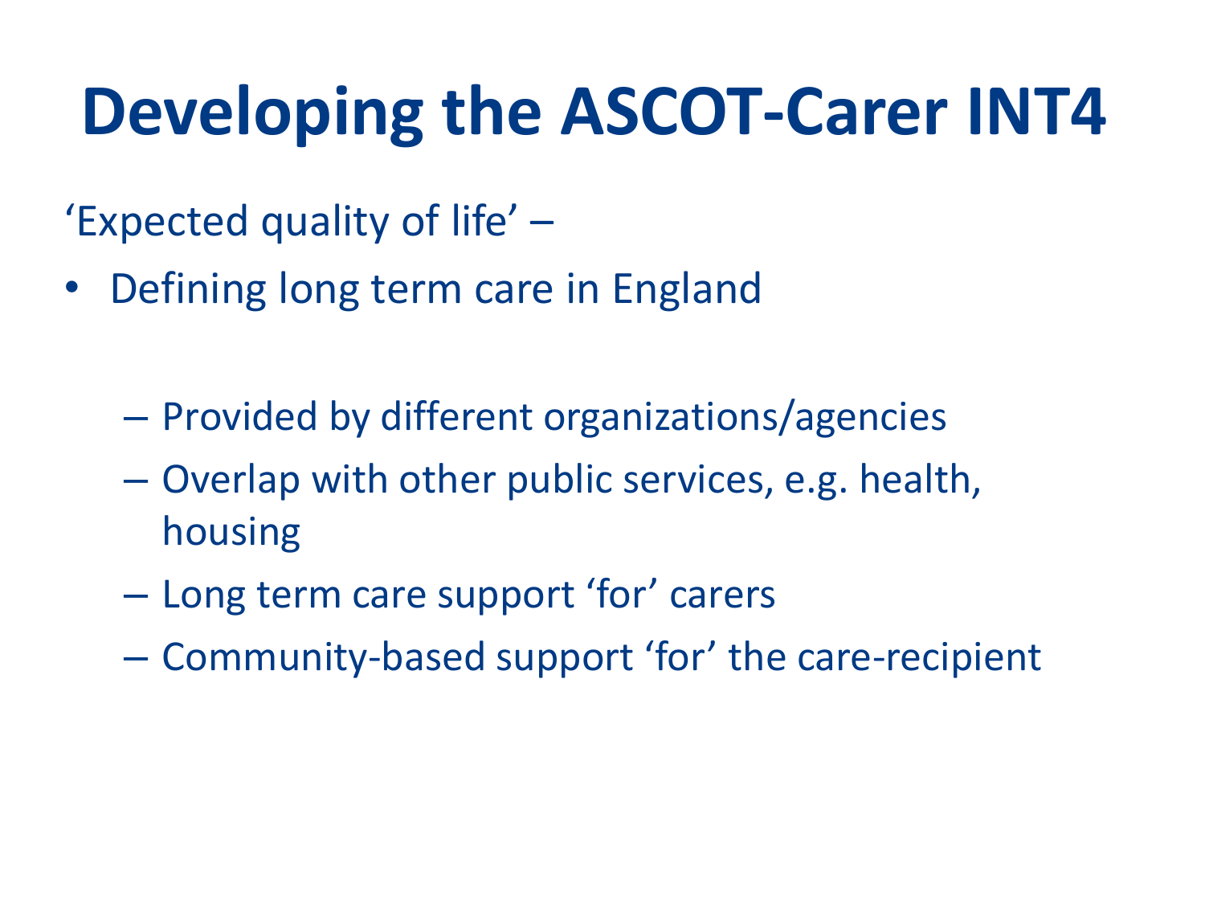# Developing the ASCOT-Carer INT4

'Expected quality of life' –

- Defining long term care in England
  - Provided by different organizations/agencies
  - Overlap with other public services, e.g. health, housing
  - Long term care support 'for' carers
  - Community-based support 'for' the care-recipient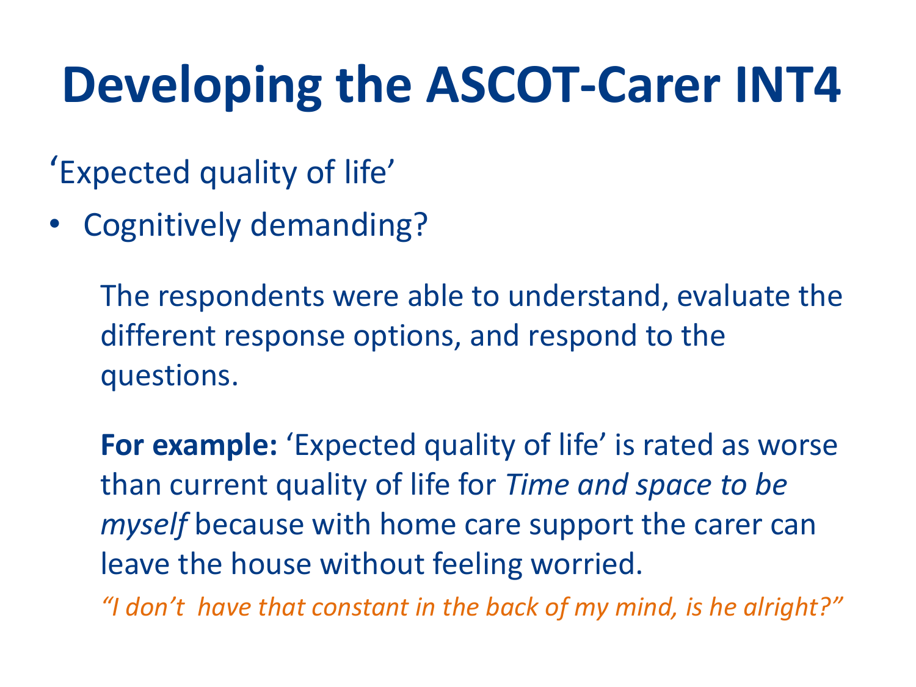# Developing the ASCOT-Carer INT4

'Expected quality of life'

- Cognitively demanding?

  The respondents were able to understand, evaluate the different response options, and respond to the questions.

  **For example:** 'Expected quality of life' is rated as worse than current quality of life for *Time and space to be myself* because with home care support the carer can leave the house without feeling worried.

  *"I don't  have that constant in the back of my mind, is he alright?"*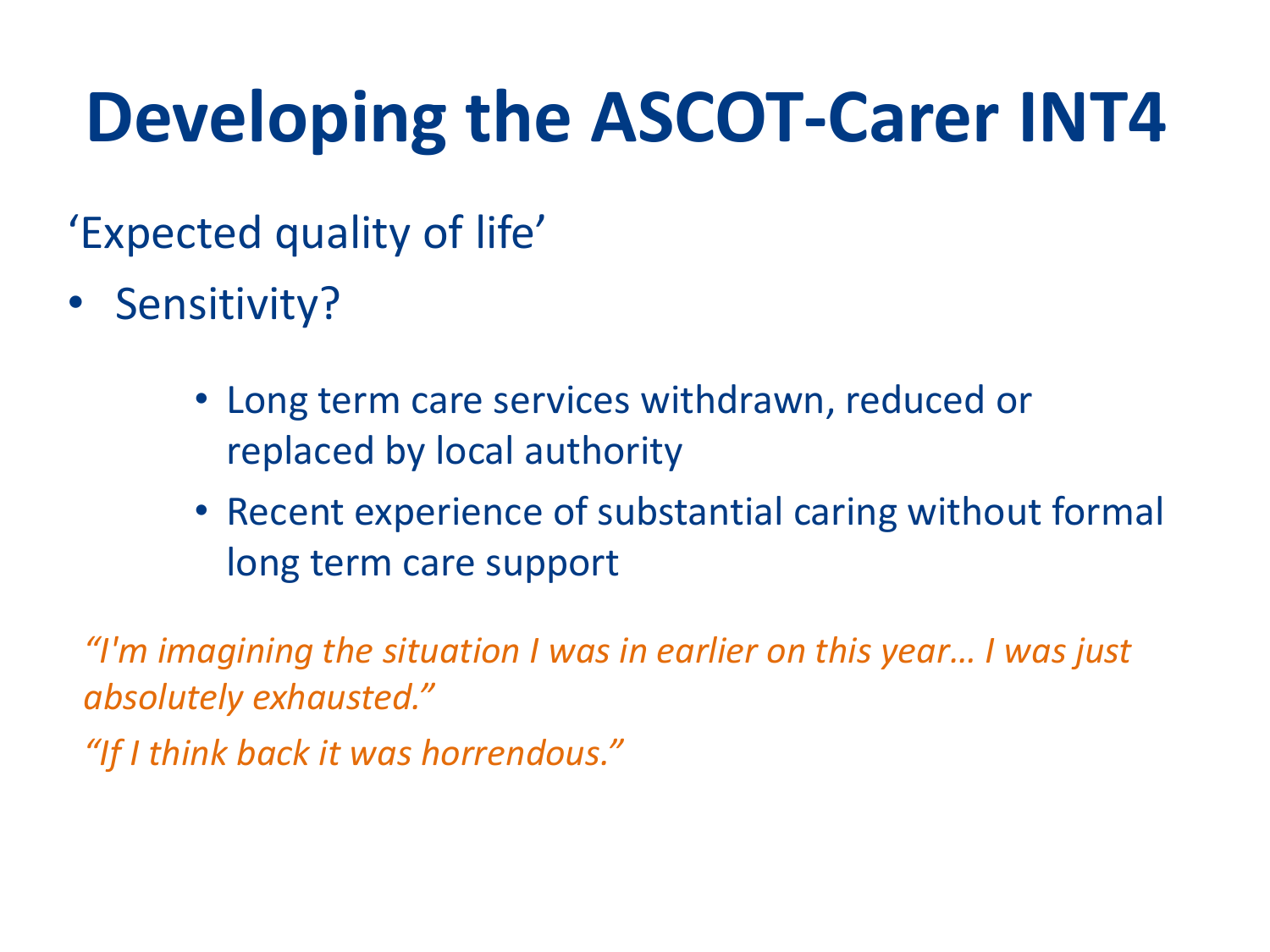# Developing the ASCOT-Carer INT4

'Expected quality of life'

- Sensitivity?
  - Long term care services withdrawn, reduced or replaced by local authority
  - Recent experience of substantial caring without formal long term care support

*"I'm imagining the situation I was in earlier on this year… I was just absolutely exhausted."*

*"If I think back it was horrendous."*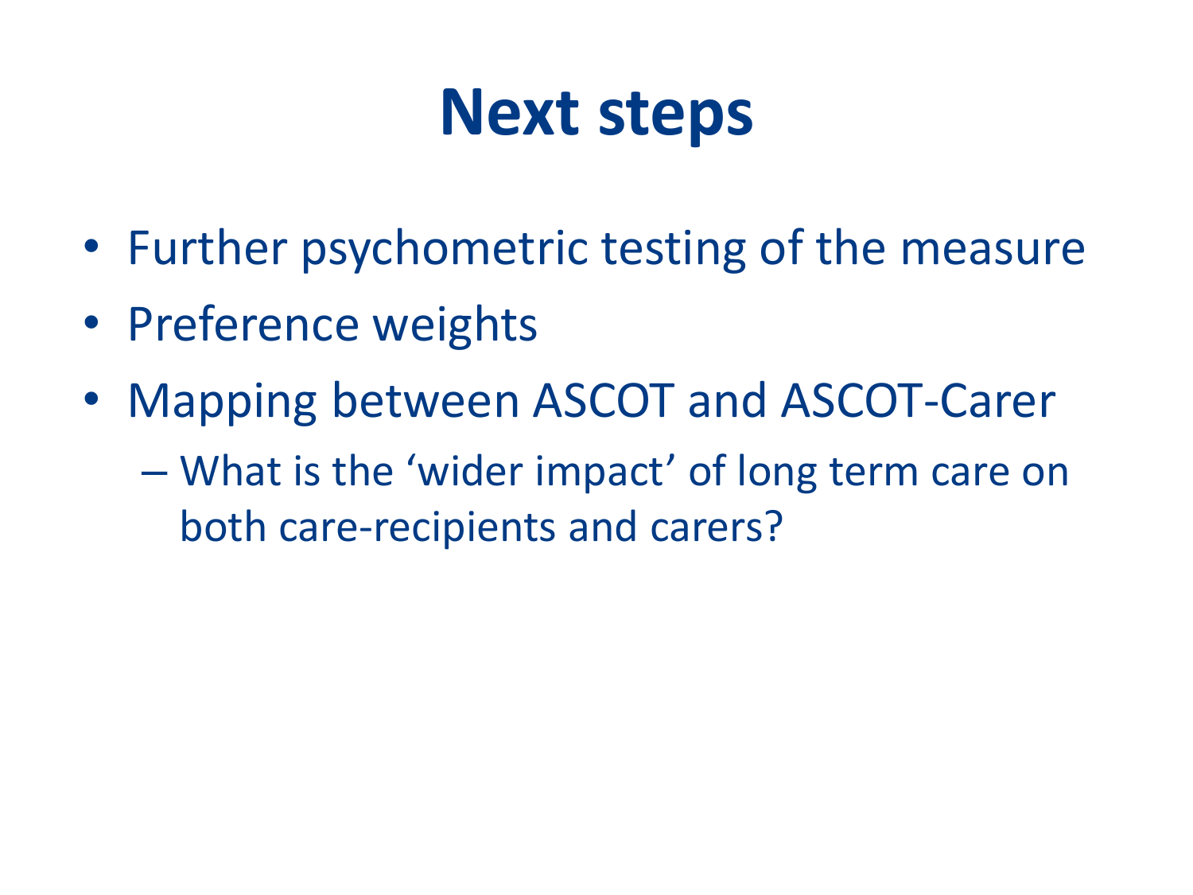# Next steps

- Further psychometric testing of the measure
- Preference weights
- Mapping between ASCOT and ASCOT-Carer
  - What is the 'wider impact' of long term care on both care-recipients and carers?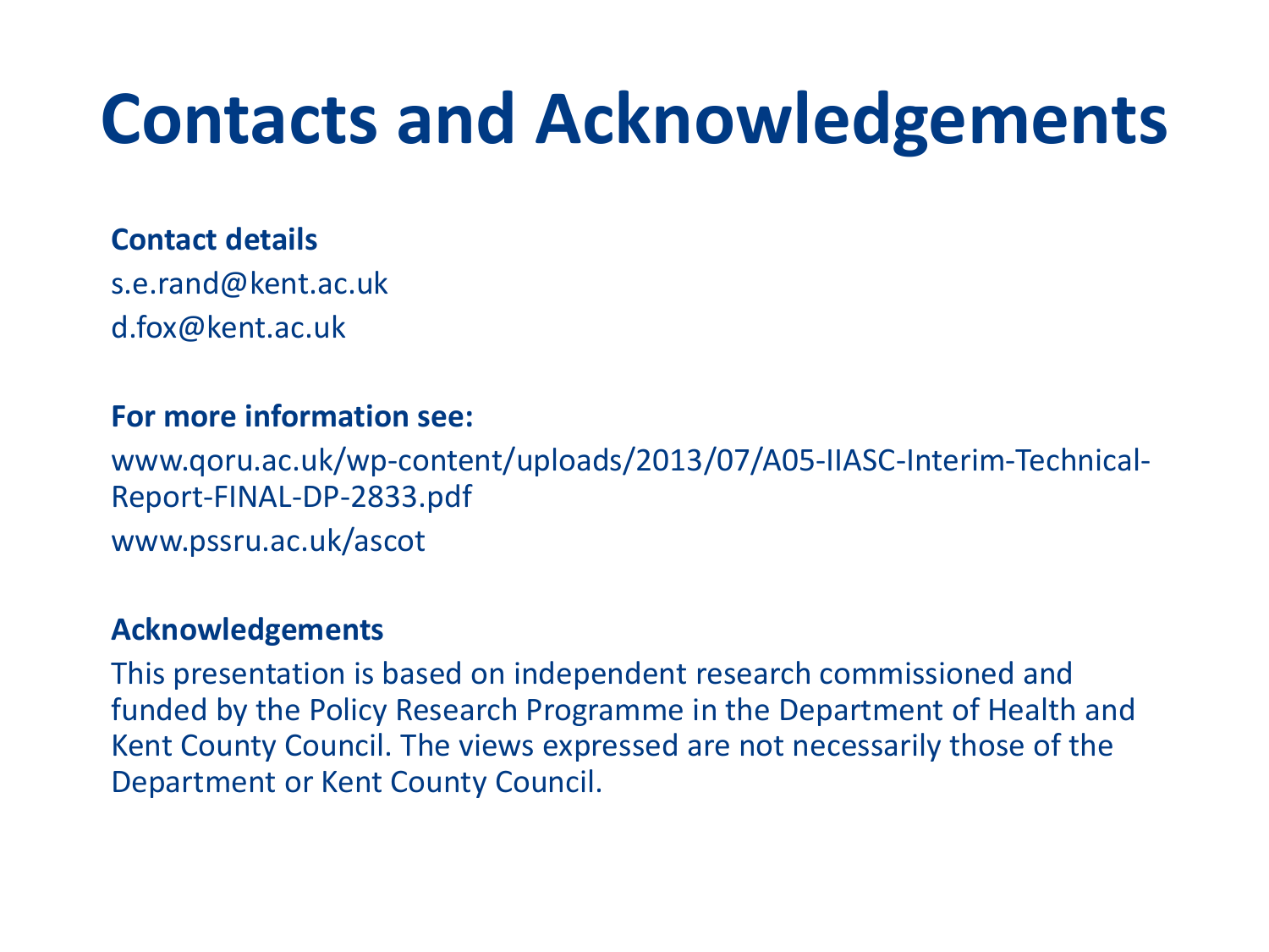# Contacts and Acknowledgements

**Contact details**

s.e.rand@kent.ac.uk

d.fox@kent.ac.uk

**For more information see:**

www.qoru.ac.uk/wp-content/uploads/2013/07/A05-IIASC-Interim-Technical-Report-FINAL-DP-2833.pdf

www.pssru.ac.uk/ascot

**Acknowledgements**

This presentation is based on independent research commissioned and funded by the Policy Research Programme in the Department of Health and Kent County Council. The views expressed are not necessarily those of the Department or Kent County Council.